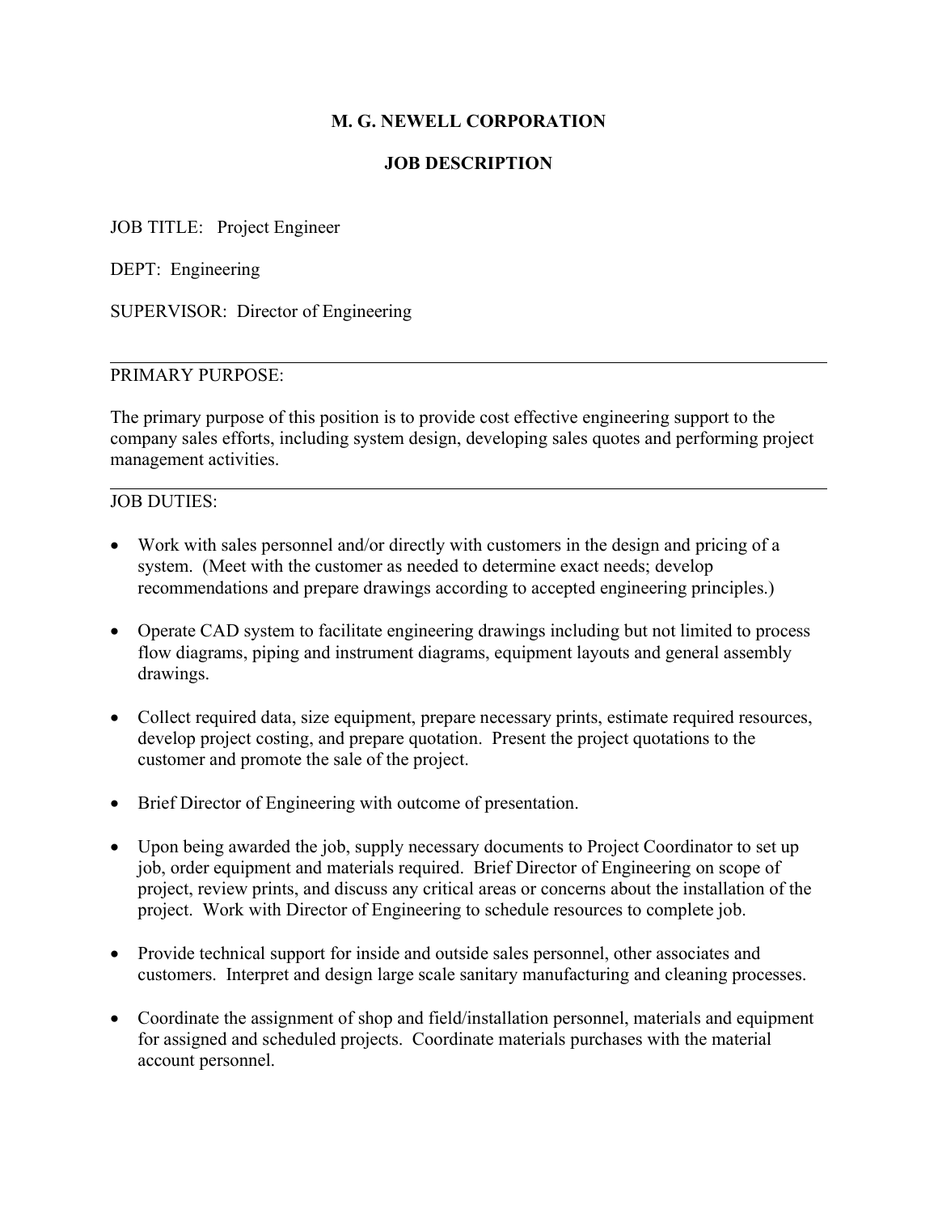# M. G. NEWELL CORPORATION

## JOB DESCRIPTION

JOB TITLE: Project Engineer

DEPT: Engineering

SUPERVISOR: Director of Engineering

---

PRIMARY PURPOSE:

The primary purpose of this position is to provide cost effective engineering support to the company sales efforts, including system design, developing sales quotes and performing project management activities.

---

JOB DUTIES:

- Work with sales personnel and/or directly with customers in the design and pricing of a system. (Meet with the customer as needed to determine exact needs; develop recommendations and prepare drawings according to accepted engineering principles.)

- Operate CAD system to facilitate engineering drawings including but not limited to process flow diagrams, piping and instrument diagrams, equipment layouts and general assembly drawings.

- Collect required data, size equipment, prepare necessary prints, estimate required resources, develop project costing, and prepare quotation. Present the project quotations to the customer and promote the sale of the project.

- Brief Director of Engineering with outcome of presentation.

- Upon being awarded the job, supply necessary documents to Project Coordinator to set up job, order equipment and materials required. Brief Director of Engineering on scope of project, review prints, and discuss any critical areas or concerns about the installation of the project. Work with Director of Engineering to schedule resources to complete job.

- Provide technical support for inside and outside sales personnel, other associates and customers. Interpret and design large scale sanitary manufacturing and cleaning processes.

- Coordinate the assignment of shop and field/installation personnel, materials and equipment for assigned and scheduled projects. Coordinate materials purchases with the material account personnel.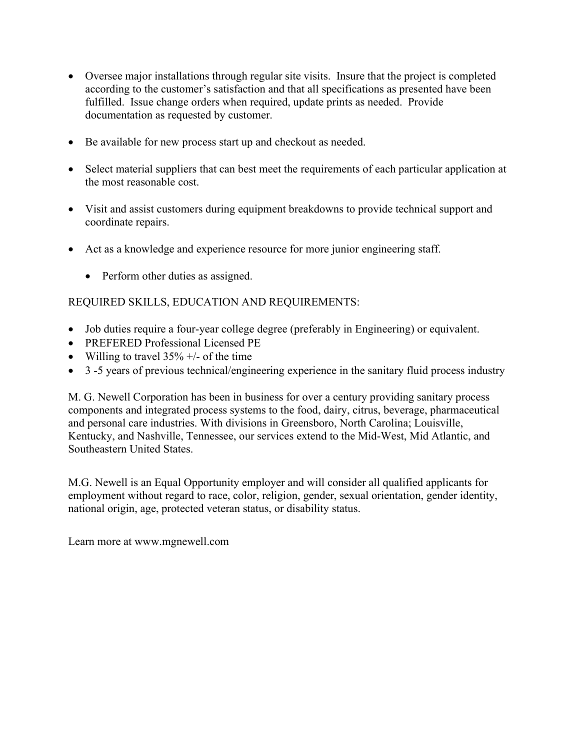- Oversee major installations through regular site visits. Insure that the project is completed according to the customer's satisfaction and that all specifications as presented have been fulfilled. Issue change orders when required, update prints as needed. Provide documentation as requested by customer.

- Be available for new process start up and checkout as needed.

- Select material suppliers that can best meet the requirements of each particular application at the most reasonable cost.

- Visit and assist customers during equipment breakdowns to provide technical support and coordinate repairs.

- Act as a knowledge and experience resource for more junior engineering staff.

  - Perform other duties as assigned.

REQUIRED SKILLS, EDUCATION AND REQUIREMENTS:

- Job duties require a four-year college degree (preferably in Engineering) or equivalent.
- PREFERED Professional Licensed PE
- Willing to travel 35% +/- of the time
- 3 -5 years of previous technical/engineering experience in the sanitary fluid process industry

M. G. Newell Corporation has been in business for over a century providing sanitary process components and integrated process systems to the food, dairy, citrus, beverage, pharmaceutical and personal care industries. With divisions in Greensboro, North Carolina; Louisville, Kentucky, and Nashville, Tennessee, our services extend to the Mid-West, Mid Atlantic, and Southeastern United States.

M.G. Newell is an Equal Opportunity employer and will consider all qualified applicants for employment without regard to race, color, religion, gender, sexual orientation, gender identity, national origin, age, protected veteran status, or disability status.

Learn more at www.mgnewell.com